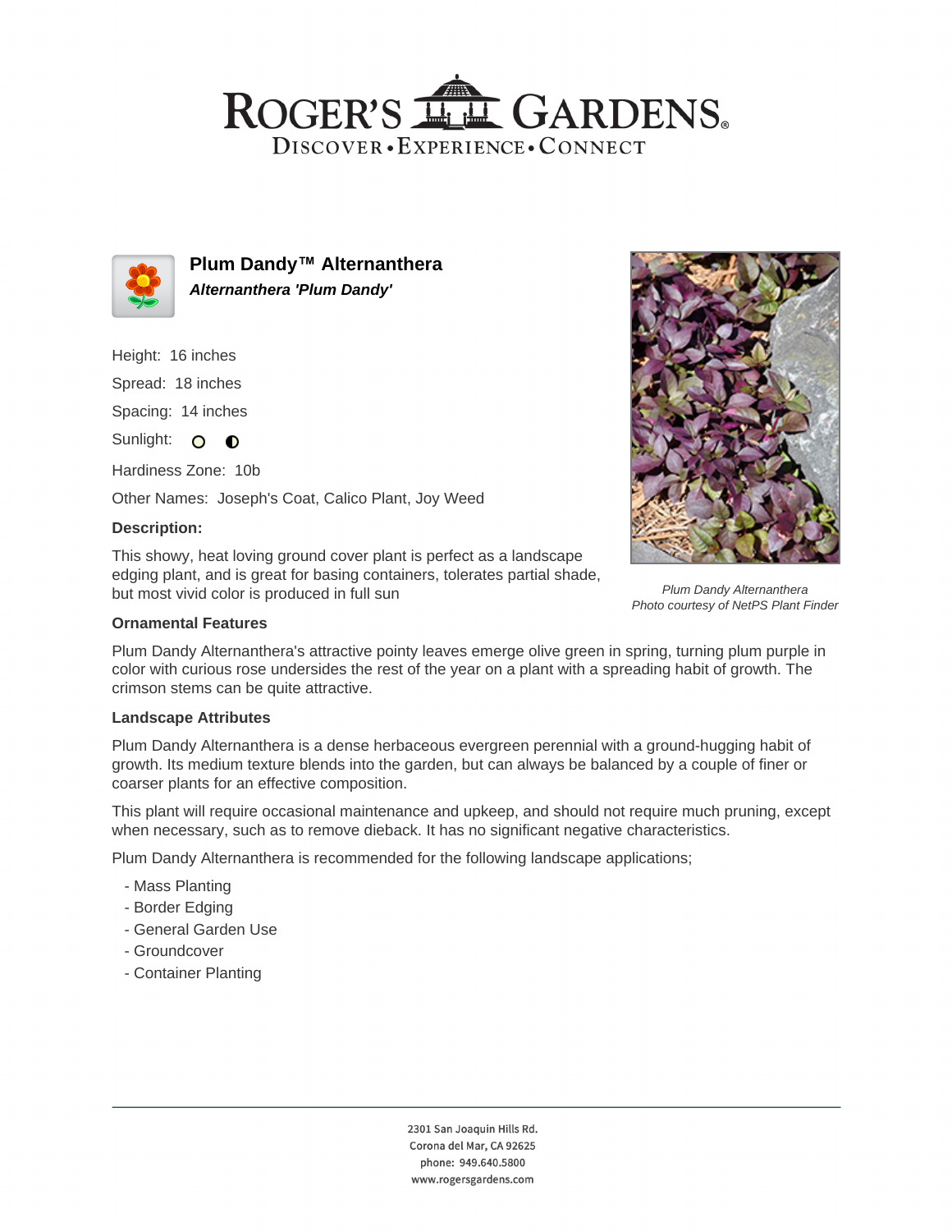# Plum Dandy™ Alternanthera

***Alternanthera 'Plum Dandy'***

Height: 16 inches

Spread: 18 inches

Spacing: 14 inches

Sunlight:

Hardiness Zone: 10b

Other Names: Joseph's Coat, Calico Plant, Joy Weed

### Description:

This showy, heat loving ground cover plant is perfect as a landscape edging plant, and is great for basing containers, tolerates partial shade, but most vivid color is produced in full sun

*Plum Dandy Alternanthera*
*Photo courtesy of NetPS Plant Finder*

### Ornamental Features

Plum Dandy Alternanthera's attractive pointy leaves emerge olive green in spring, turning plum purple in color with curious rose undersides the rest of the year on a plant with a spreading habit of growth. The crimson stems can be quite attractive.

### Landscape Attributes

Plum Dandy Alternanthera is a dense herbaceous evergreen perennial with a ground-hugging habit of growth. Its medium texture blends into the garden, but can always be balanced by a couple of finer or coarser plants for an effective composition.

This plant will require occasional maintenance and upkeep, and should not require much pruning, except when necessary, such as to remove dieback. It has no significant negative characteristics.

Plum Dandy Alternanthera is recommended for the following landscape applications;

- Mass Planting
- Border Edging
- General Garden Use
- Groundcover
- Container Planting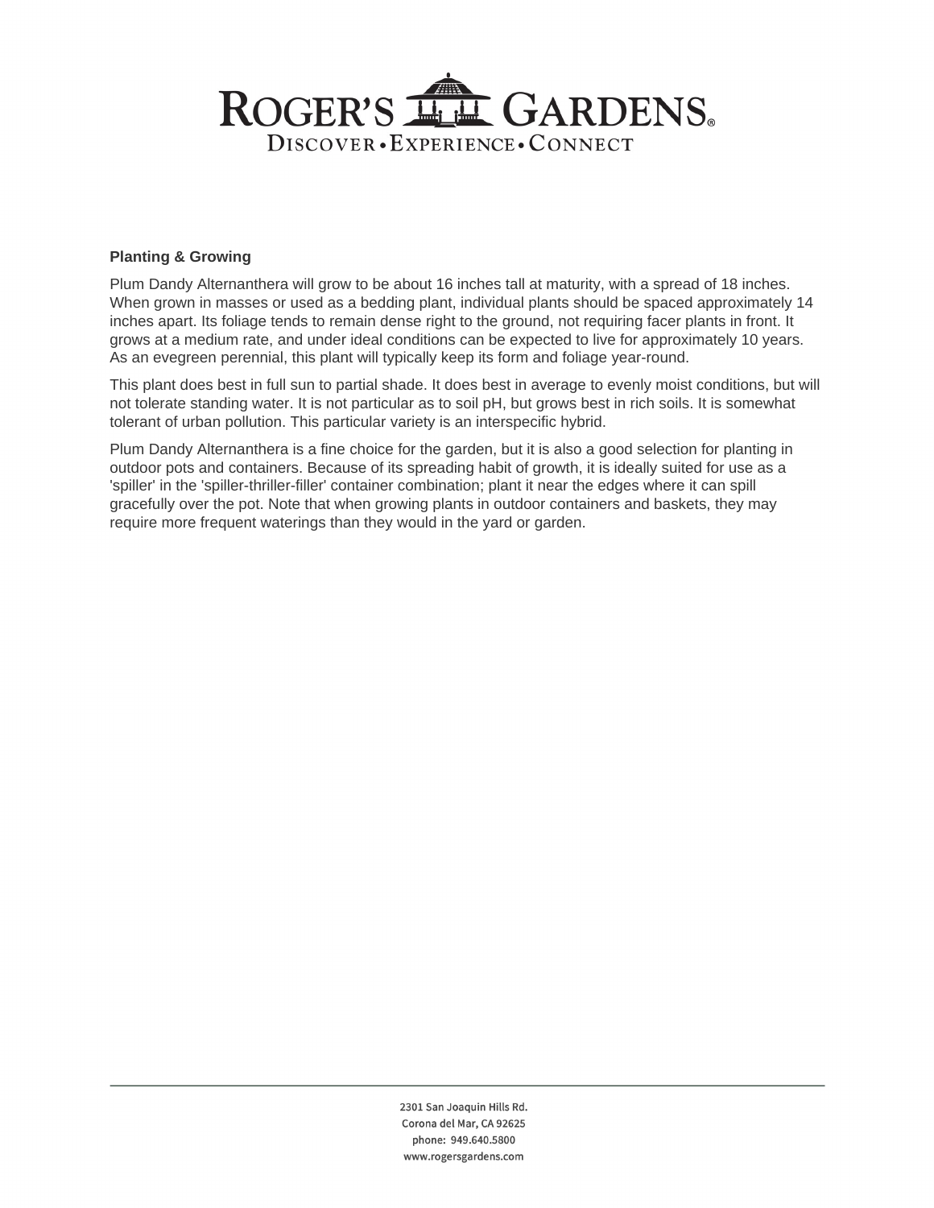**Planting & Growing**

Plum Dandy Alternanthera will grow to be about 16 inches tall at maturity, with a spread of 18 inches. When grown in masses or used as a bedding plant, individual plants should be spaced approximately 14 inches apart. Its foliage tends to remain dense right to the ground, not requiring facer plants in front. It grows at a medium rate, and under ideal conditions can be expected to live for approximately 10 years. As an evegreen perennial, this plant will typically keep its form and foliage year-round.

This plant does best in full sun to partial shade. It does best in average to evenly moist conditions, but will not tolerate standing water. It is not particular as to soil pH, but grows best in rich soils. It is somewhat tolerant of urban pollution. This particular variety is an interspecific hybrid.

Plum Dandy Alternanthera is a fine choice for the garden, but it is also a good selection for planting in outdoor pots and containers. Because of its spreading habit of growth, it is ideally suited for use as a 'spiller' in the 'spiller-thriller-filler' container combination; plant it near the edges where it can spill gracefully over the pot. Note that when growing plants in outdoor containers and baskets, they may require more frequent waterings than they would in the yard or garden.